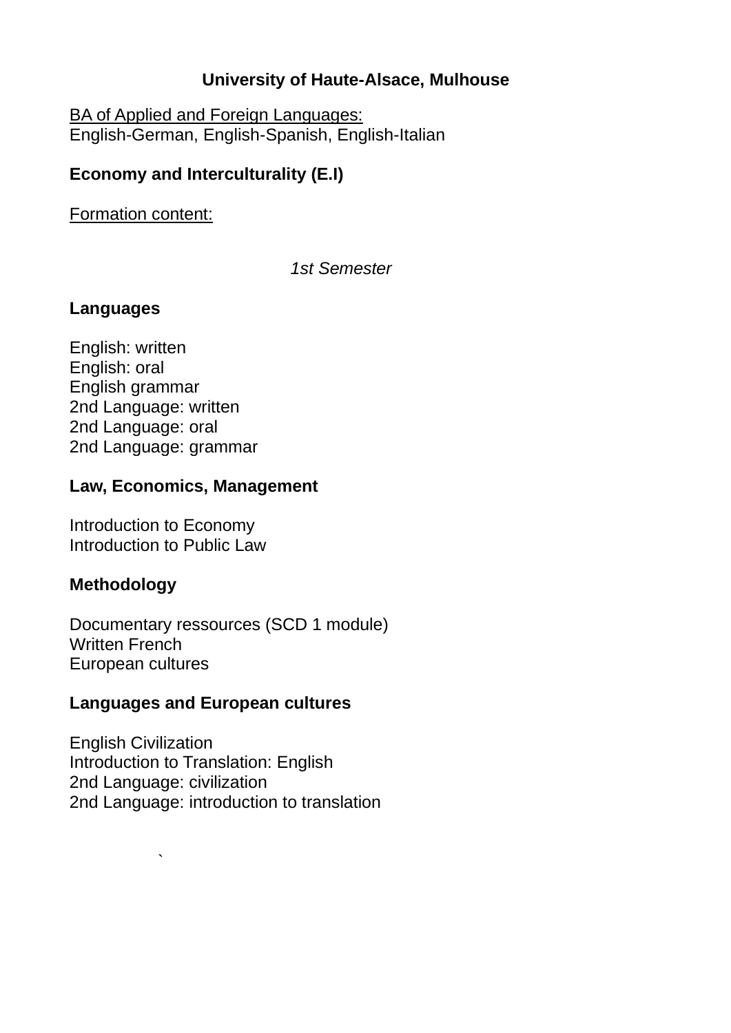# University of Haute-Alsace, Mulhouse

BA of Applied and Foreign Languages:
English-German, English-Spanish, English-Italian

## Economy and Interculturality (E.I)

Formation content:

*1st Semester*

### Languages

English: written
English: oral
English grammar
2nd Language: written
2nd Language: oral
2nd Language: grammar

### Law, Economics, Management

Introduction to Economy
Introduction to Public Law

### Methodology

Documentary ressources (SCD 1 module)
Written French
European cultures

### Languages and European cultures

English Civilization
Introduction to Translation: English
2nd Language: civilization
2nd Language: introduction to translation

`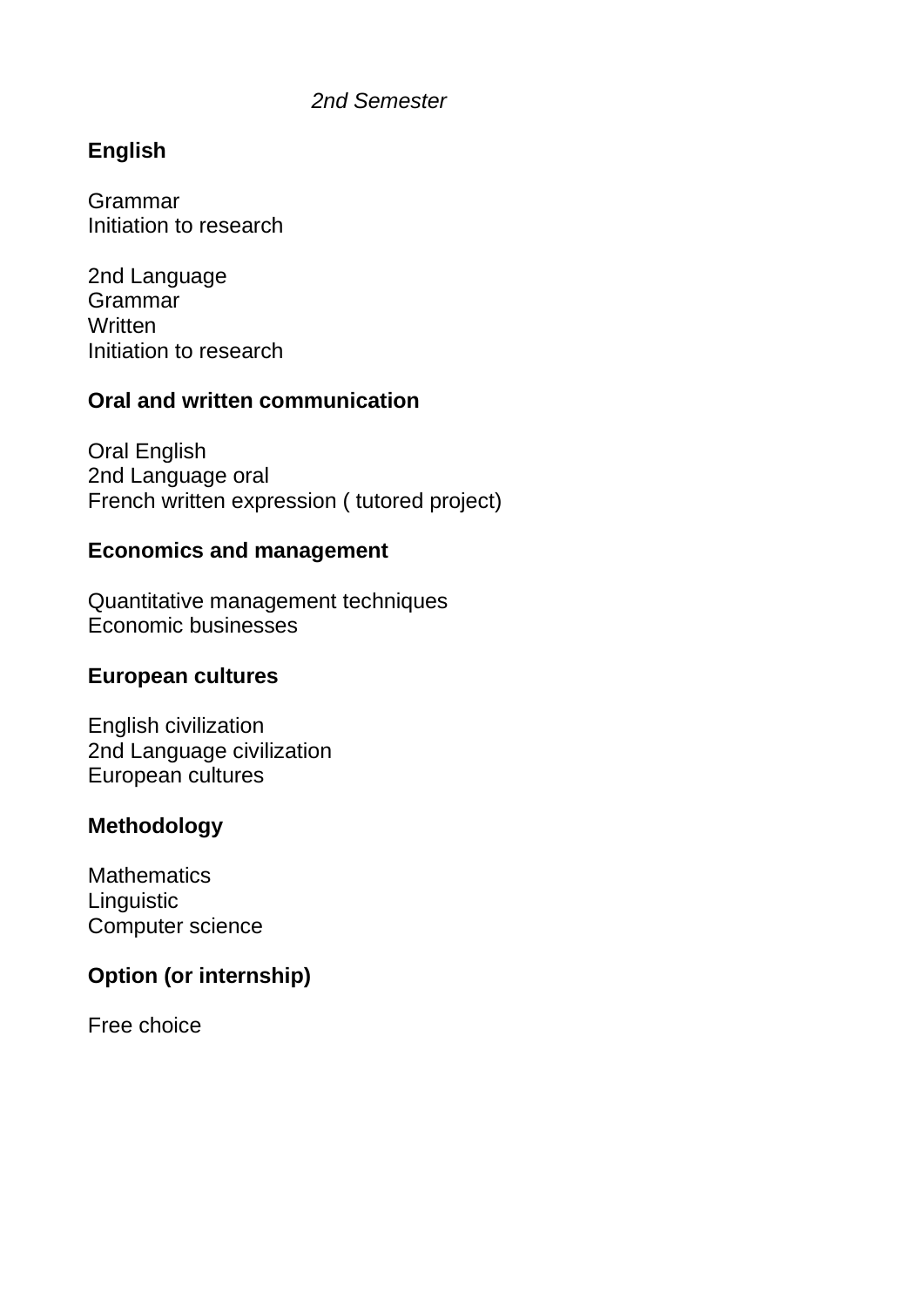*2nd Semester*

**English**

Grammar  
Initiation to research

2nd Language  
Grammar  
Written  
Initiation to research

**Oral and written communication**

Oral English  
2nd Language oral  
French written expression ( tutored project)

**Economics and management**

Quantitative management techniques  
Economic businesses

**European cultures**

English civilization  
2nd Language civilization  
European cultures

**Methodology**

Mathematics  
Linguistic  
Computer science

**Option (or internship)**

Free choice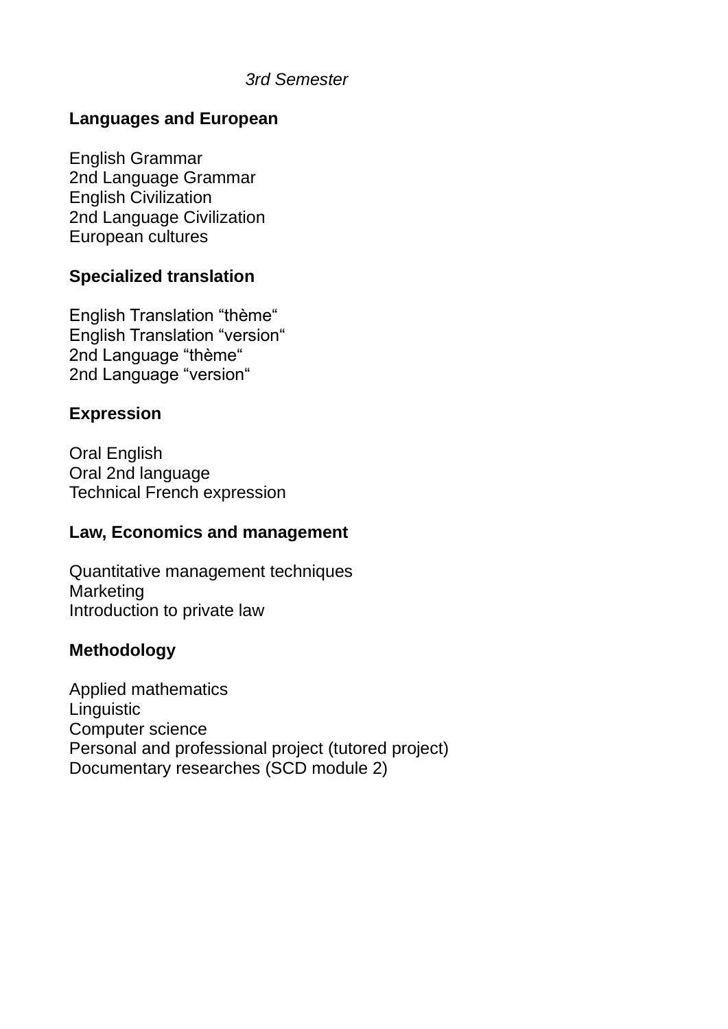*3rd Semester*

**Languages and European**

English Grammar
2nd Language Grammar
English Civilization
2nd Language Civilization
European cultures

**Specialized translation**

English Translation “thème“
English Translation “version“
2nd Language “thème“
2nd Language “version“

**Expression**

Oral English
Oral 2nd language
Technical French expression

**Law, Economics and management**

Quantitative management techniques
Marketing
Introduction to private law

**Methodology**

Applied mathematics
Linguistic
Computer science
Personal and professional project (tutored project)
Documentary researches (SCD module 2)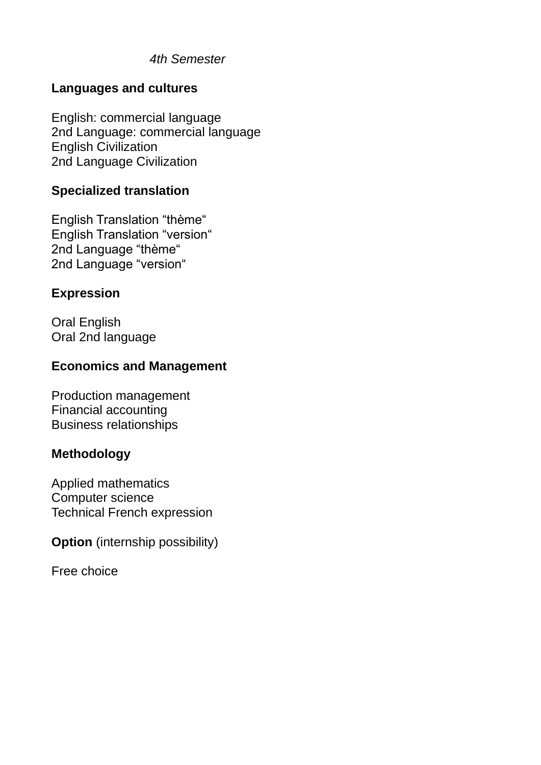*4th Semester*

**Languages and cultures**

English: commercial language
2nd Language: commercial language
English Civilization
2nd Language Civilization

**Specialized translation**

English Translation “thème“
English Translation “version“
2nd Language “thème“
2nd Language “version“

**Expression**

Oral English
Oral 2nd language

**Economics and Management**

Production management
Financial accounting
Business relationships

**Methodology**

Applied mathematics
Computer science
Technical French expression

**Option** (internship possibility)

Free choice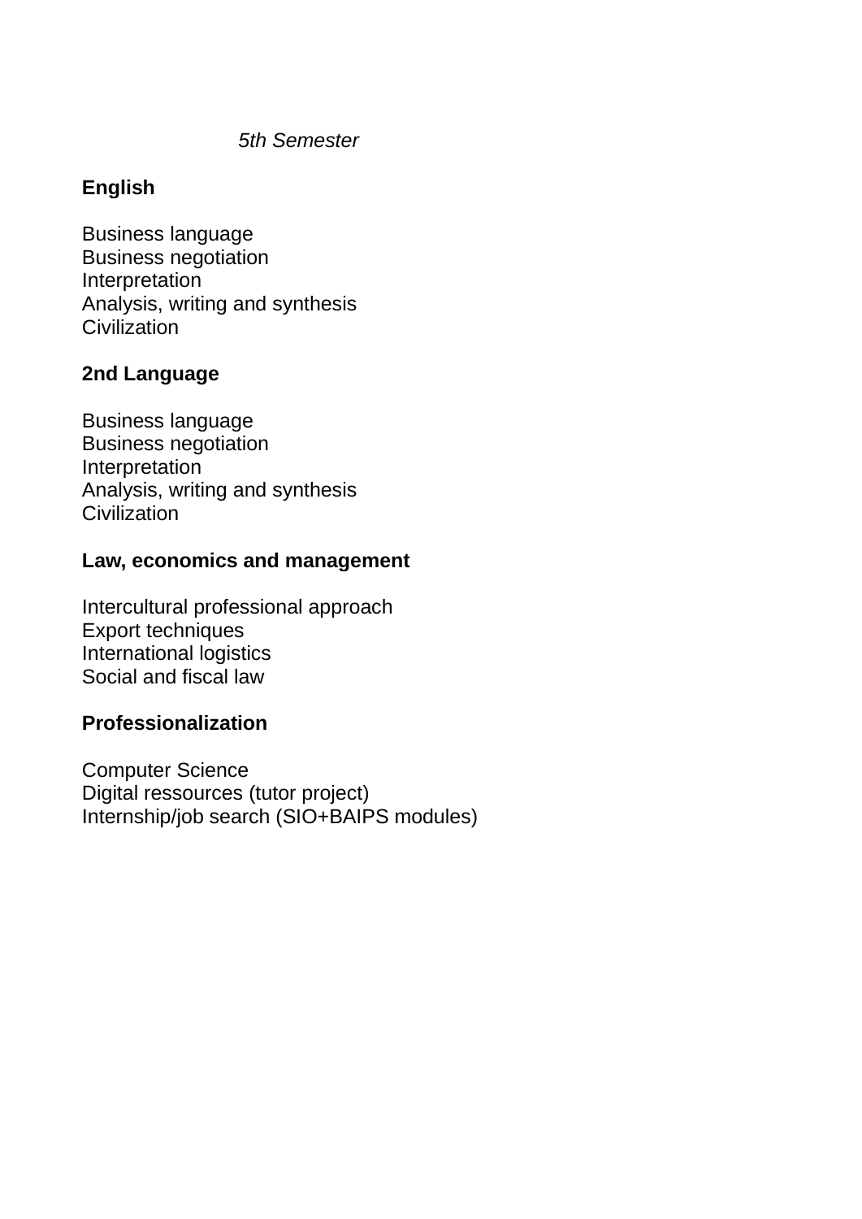*5th Semester*

**English**

Business language
Business negotiation
Interpretation
Analysis, writing and synthesis
Civilization

**2nd Language**

Business language
Business negotiation
Interpretation
Analysis, writing and synthesis
Civilization

**Law, economics and management**

Intercultural professional approach
Export techniques
International logistics
Social and fiscal law

**Professionalization**

Computer Science
Digital ressources (tutor project)
Internship/job search (SIO+BAIPS modules)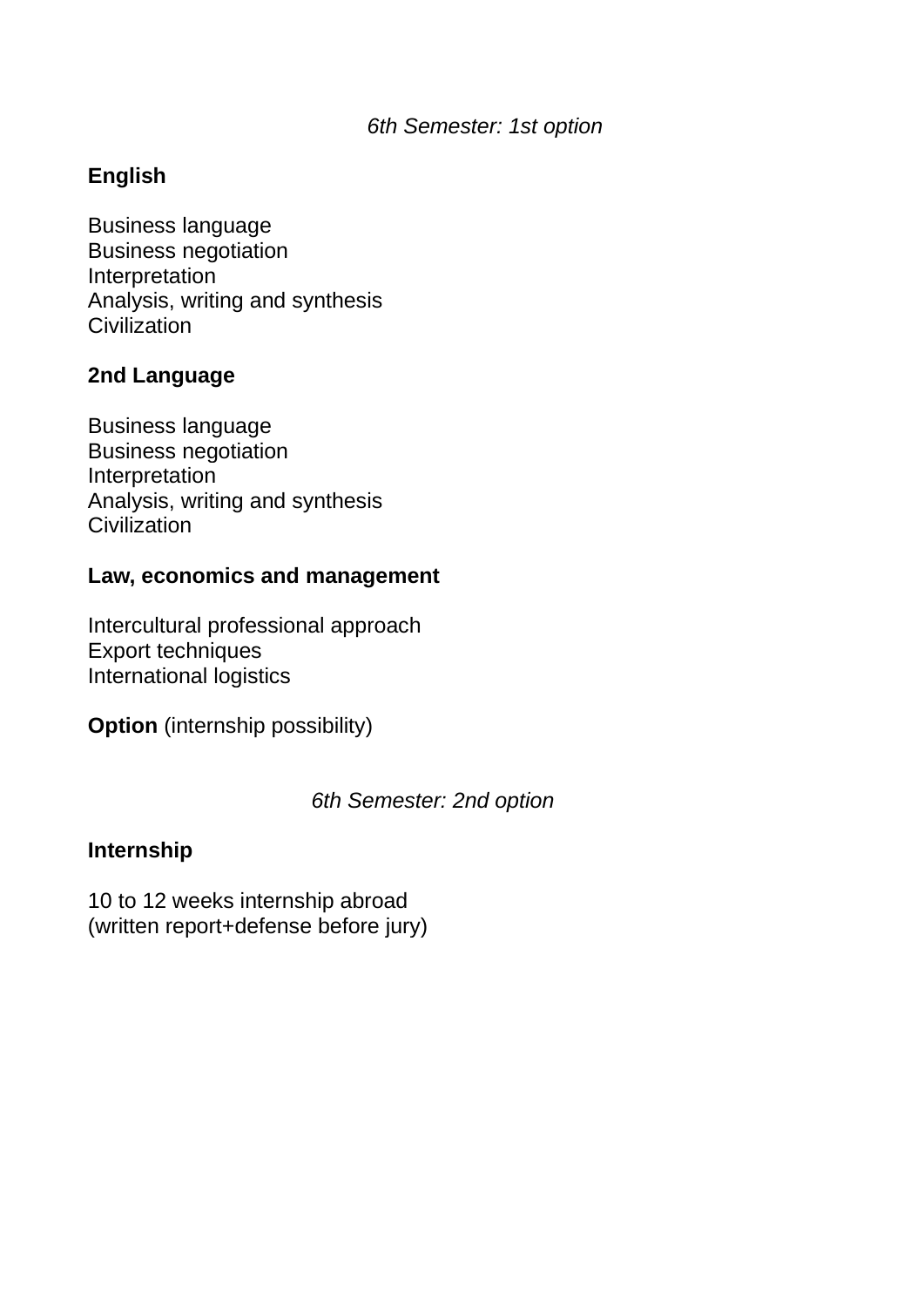*6th Semester: 1st option*

**English**

Business language
Business negotiation
Interpretation
Analysis, writing and synthesis
Civilization

**2nd Language**

Business language
Business negotiation
Interpretation
Analysis, writing and synthesis
Civilization

**Law, economics and management**

Intercultural professional approach
Export techniques
International logistics

**Option** (internship possibility)

*6th Semester: 2nd option*

**Internship**

10 to 12 weeks internship abroad
(written report+defense before jury)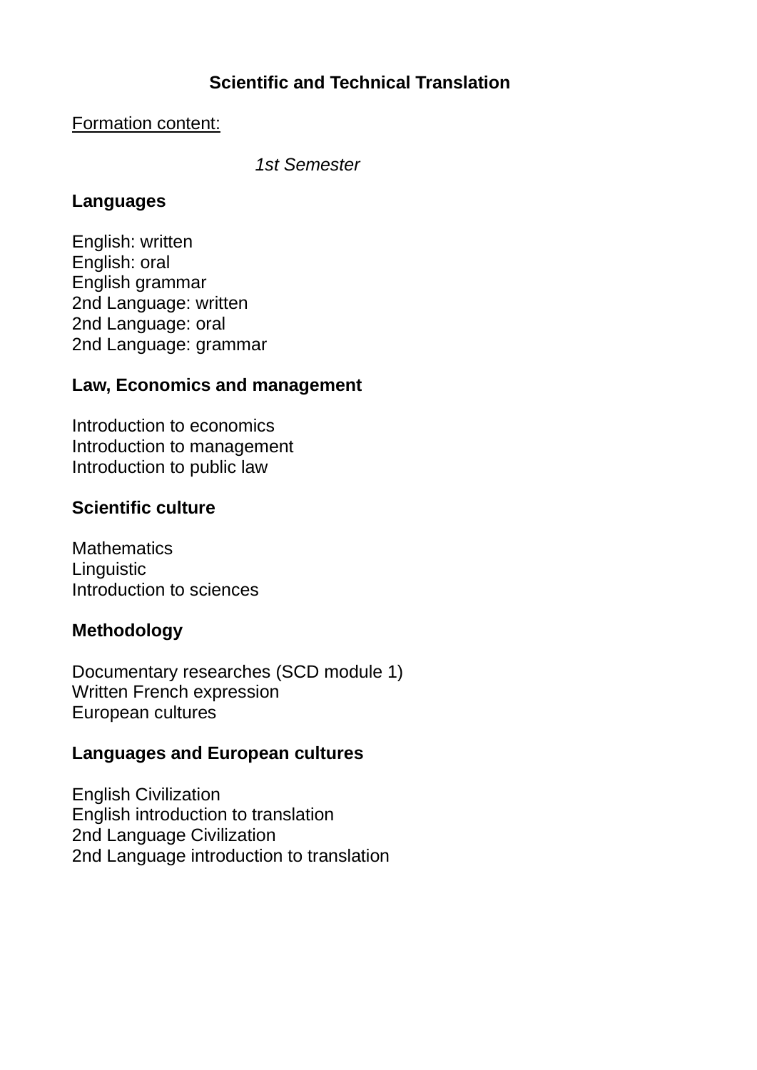# Scientific and Technical Translation

<u>Formation content:</u>

*1st Semester*

**Languages**

English: written
English: oral
English grammar
2nd Language: written
2nd Language: oral
2nd Language: grammar

**Law, Economics and management**

Introduction to economics
Introduction to management
Introduction to public law

**Scientific culture**

Mathematics
Linguistic
Introduction to sciences

**Methodology**

Documentary researches (SCD module 1)
Written French expression
European cultures

**Languages and European cultures**

English Civilization
English introduction to translation
2nd Language Civilization
2nd Language introduction to translation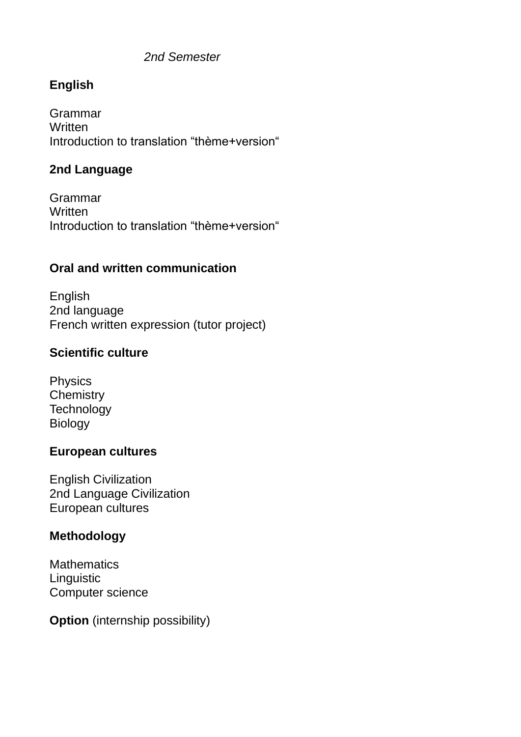*2nd Semester*

**English**

Grammar
Written
Introduction to translation “thème+version“

**2nd Language**

Grammar
Written
Introduction to translation “thème+version“

**Oral and written communication**

English
2nd language
French written expression (tutor project)

**Scientific culture**

Physics
Chemistry
Technology
Biology

**European cultures**

English Civilization
2nd Language Civilization
European cultures

**Methodology**

Mathematics
Linguistic
Computer science

**Option** (internship possibility)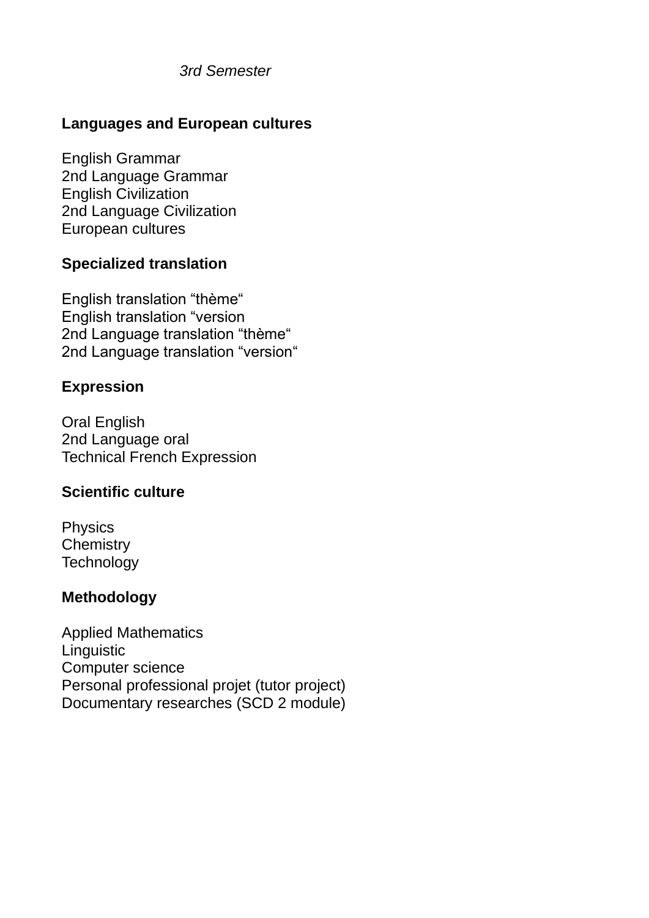*3rd Semester*

**Languages and European cultures**

English Grammar
2nd Language Grammar
English Civilization
2nd Language Civilization
European cultures

**Specialized translation**

English translation “thème“
English translation “version
2nd Language translation “thème“
2nd Language translation “version“

**Expression**

Oral English
2nd Language oral
Technical French Expression

**Scientific culture**

Physics
Chemistry
Technology

**Methodology**

Applied Mathematics
Linguistic
Computer science
Personal professional projet (tutor project)
Documentary researches (SCD 2 module)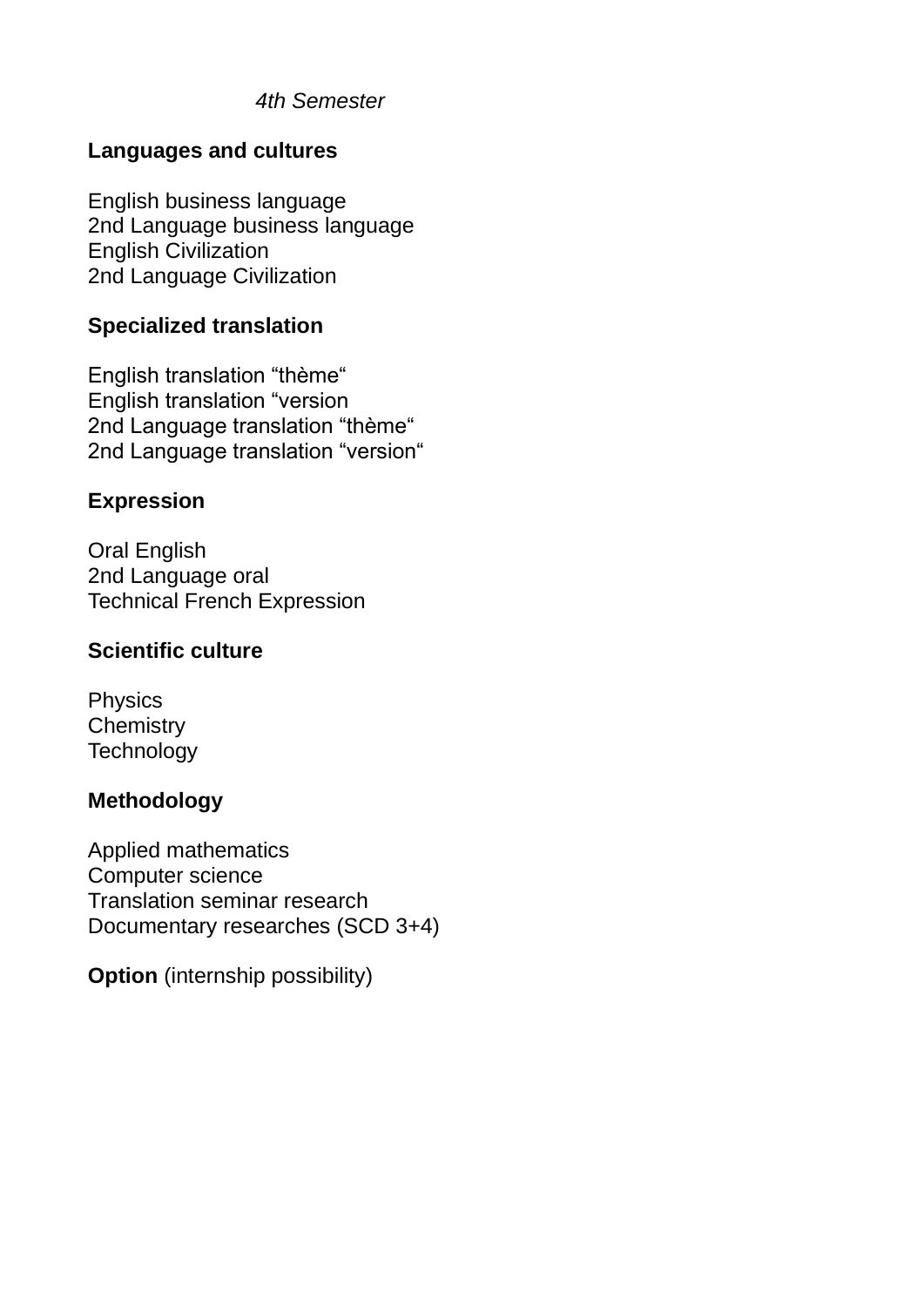*4th Semester*

**Languages and cultures**

English business language
2nd Language business language
English Civilization
2nd Language Civilization

**Specialized translation**

English translation “thème“
English translation “version
2nd Language translation “thème“
2nd Language translation “version“

**Expression**

Oral English
2nd Language oral
Technical French Expression

**Scientific culture**

Physics
Chemistry
Technology

**Methodology**

Applied mathematics
Computer science
Translation seminar research
Documentary researches (SCD 3+4)

**Option** (internship possibility)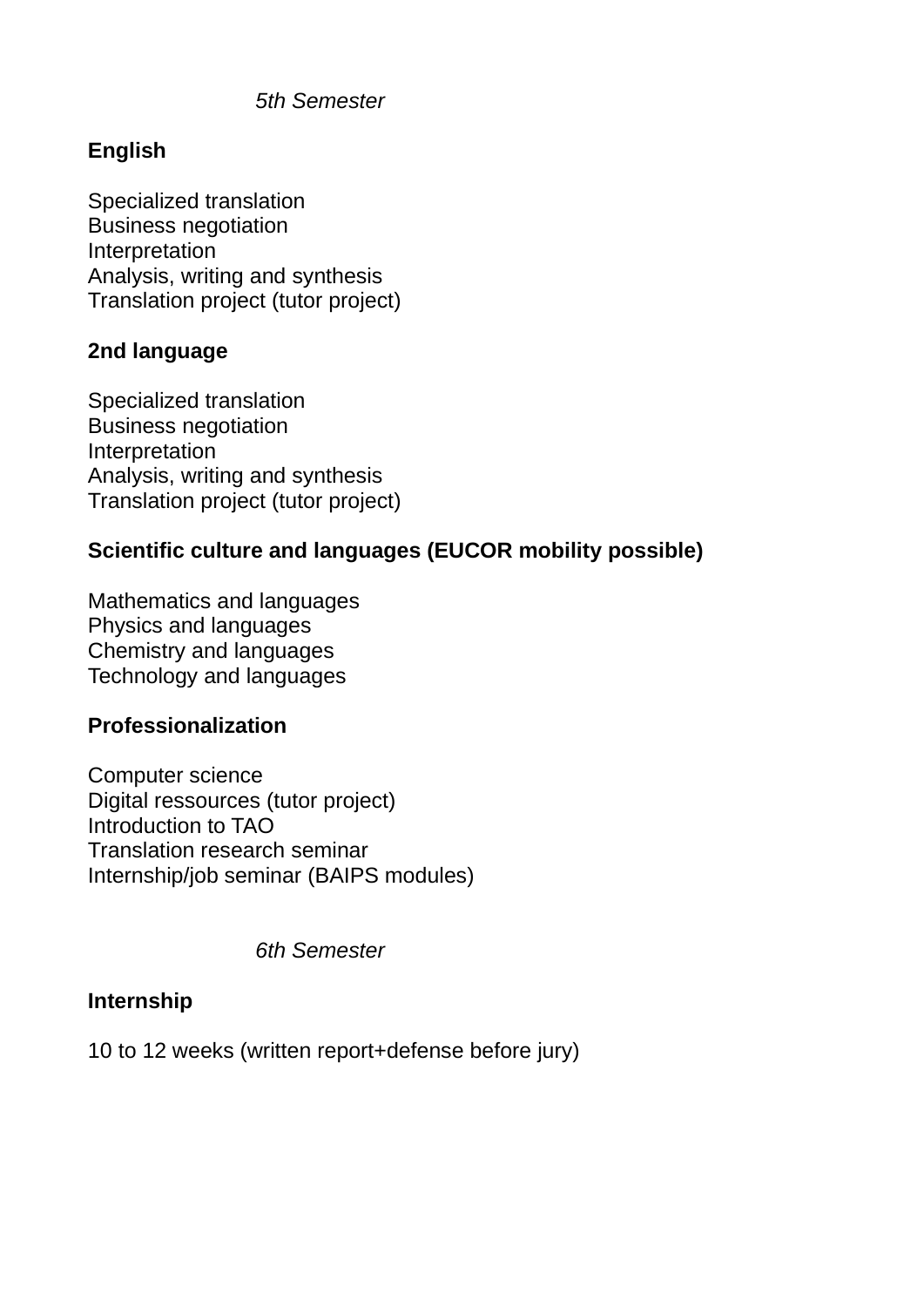*5th Semester*

**English**

Specialized translation
Business negotiation
Interpretation
Analysis, writing and synthesis
Translation project (tutor project)

**2nd language**

Specialized translation
Business negotiation
Interpretation
Analysis, writing and synthesis
Translation project (tutor project)

**Scientific culture and languages (EUCOR mobility possible)**

Mathematics and languages
Physics and languages
Chemistry and languages
Technology and languages

**Professionalization**

Computer science
Digital ressources (tutor project)
Introduction to TAO
Translation research seminar
Internship/job seminar (BAIPS modules)

*6th Semester*

**Internship**

10 to 12 weeks (written report+defense before jury)